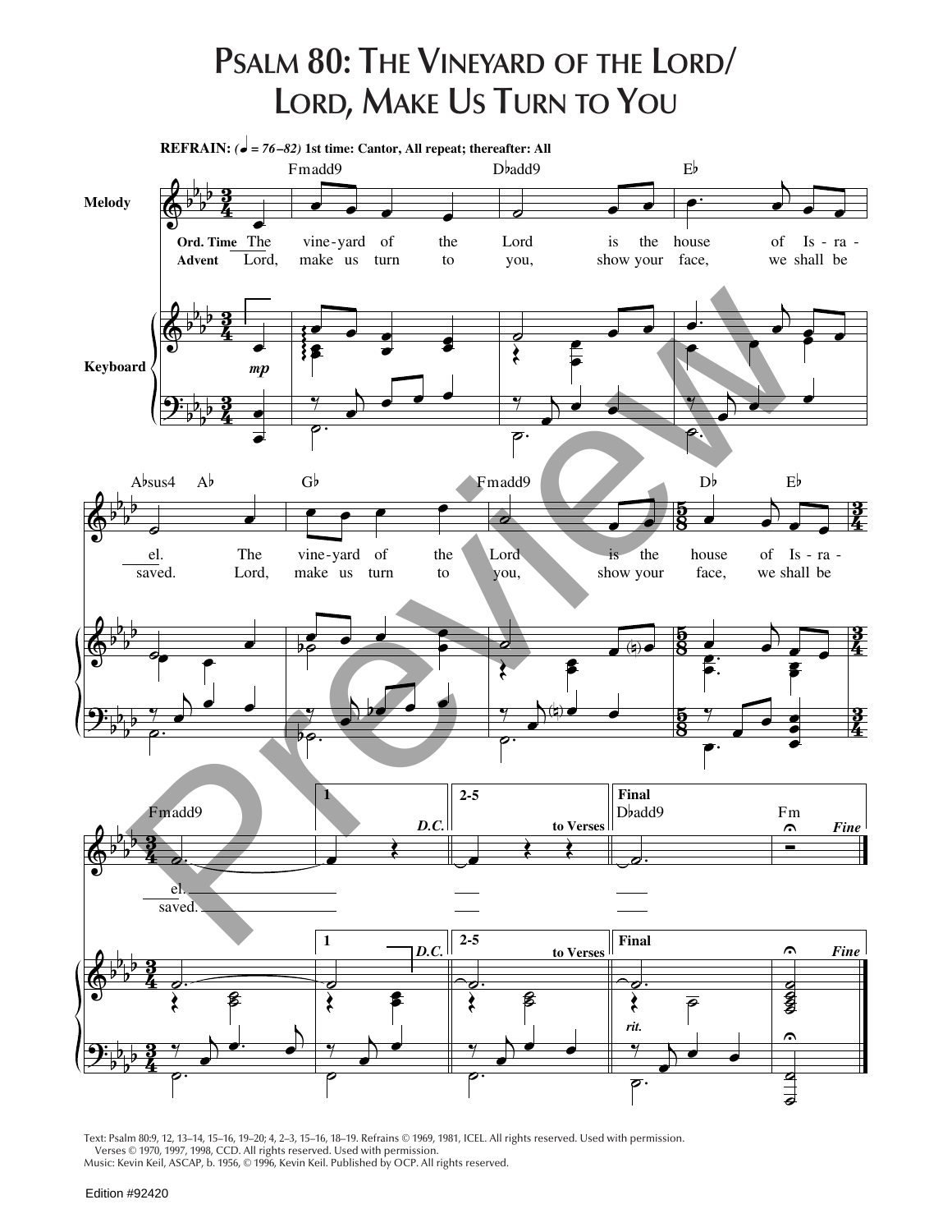# Psalm 80: The Vineyard of the Lord/ Lord, Make Us Turn to You

**REFRAIN:** *(♩ = 76–82)* **1st time: Cantor, All repeat; thereafter: All**

**Ord. Time** The vineyard of the Lord is the house of Israel. The vineyard of the Lord is the house of Israel.

**Advent** Lord, make us turn to you, show your face, we shall be saved. Lord, make us turn to you, show your face, we shall be saved.

Text: Psalm 80:9, 12, 13–14, 15–16, 19–20; 4, 2–3, 15–16, 18–19. Refrains © 1969, 1981, ICEL. All rights reserved. Used with permission.
Verses © 1970, 1997, 1998, CCD. All rights reserved. Used with permission.
Music: Kevin Keil, ASCAP, b. 1956, © 1996, Kevin Keil. Published by OCP. All rights reserved.

Edition #92420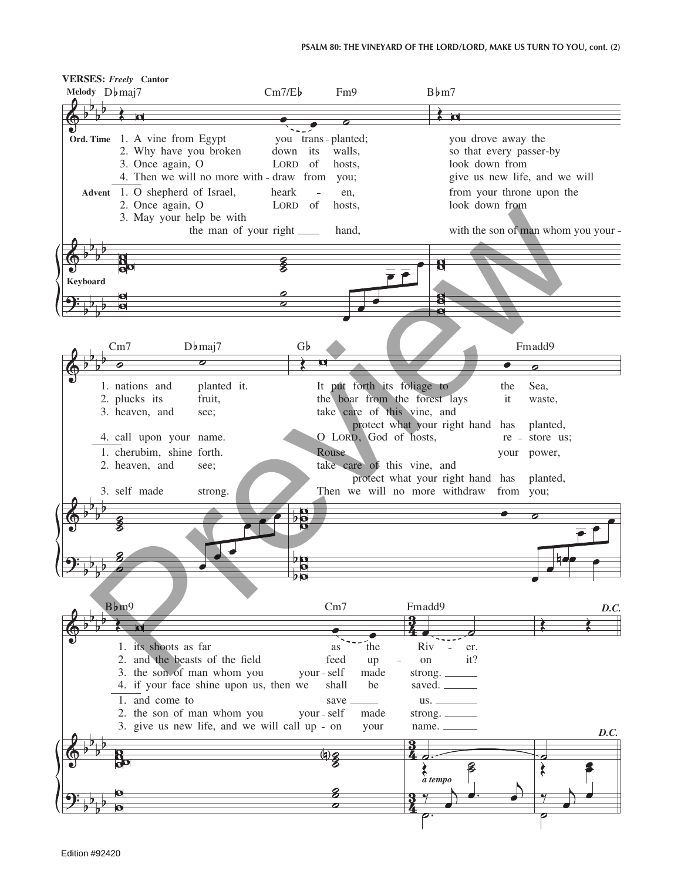**VERSES:** *Freely* **Cantor**

**Ord. Time**

1. A vine from Egypt you transplanted; you drove away the nations and planted it. It put forth its foliage to the Sea, its shoots as far as the River.
2. Why have you broken down its walls, so that every passer-by plucks its fruit, the boar from the forest lays it waste, and the beasts of the field feed upon it?
3. Once again, O LORD of hosts, look down from heaven, and see; take care of this vine, and protect what your right hand has planted, the son of man whom you yourself made strong.
4. Then we will no more withdraw from you; give us new life, and we will call upon your name. O LORD, God of hosts, restore us; if your face shine upon us, then we shall be saved.

**Advent**

1. O shepherd of Israel, hearken, from your throne upon the cherubim, shine forth. Rouse your power, and come to save us.
2. Once again, O LORD of hosts, look down from heaven, and see; take care of this vine, and protect what your right hand has planted, the son of man whom you yourself made strong.
3. May your help be with the man of your right hand, with the son of man whom you yourself made strong. Then we will no more withdraw from you; give us new life, and we will call upon your name.

*D.C.*

Edition #92420